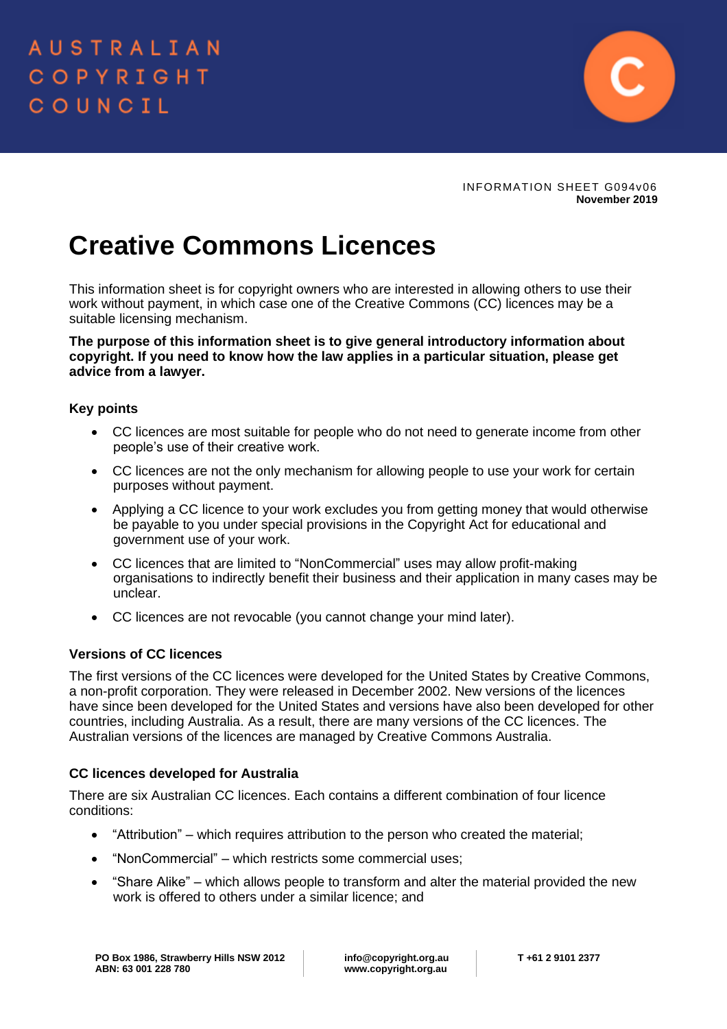AUSTRALIAN COPYRIGHT COUNCIL

INFORMATION SHEET G094v06
**November 2019**

# Creative Commons Licences

This information sheet is for copyright owners who are interested in allowing others to use their work without payment, in which case one of the Creative Commons (CC) licences may be a suitable licensing mechanism.

**The purpose of this information sheet is to give general introductory information about copyright. If you need to know how the law applies in a particular situation, please get advice from a lawyer.**

### Key points

- CC licences are most suitable for people who do not need to generate income from other people's use of their creative work.
- CC licences are not the only mechanism for allowing people to use your work for certain purposes without payment.
- Applying a CC licence to your work excludes you from getting money that would otherwise be payable to you under special provisions in the Copyright Act for educational and government use of your work.
- CC licences that are limited to "NonCommercial" uses may allow profit-making organisations to indirectly benefit their business and their application in many cases may be unclear.
- CC licences are not revocable (you cannot change your mind later).

### Versions of CC licences

The first versions of the CC licences were developed for the United States by Creative Commons, a non-profit corporation. They were released in December 2002. New versions of the licences have since been developed for the United States and versions have also been developed for other countries, including Australia. As a result, there are many versions of the CC licences. The Australian versions of the licences are managed by Creative Commons Australia.

### CC licences developed for Australia

There are six Australian CC licences. Each contains a different combination of four licence conditions:

- "Attribution" – which requires attribution to the person who created the material;
- "NonCommercial" – which restricts some commercial uses;
- "Share Alike" – which allows people to transform and alter the material provided the new work is offered to others under a similar licence; and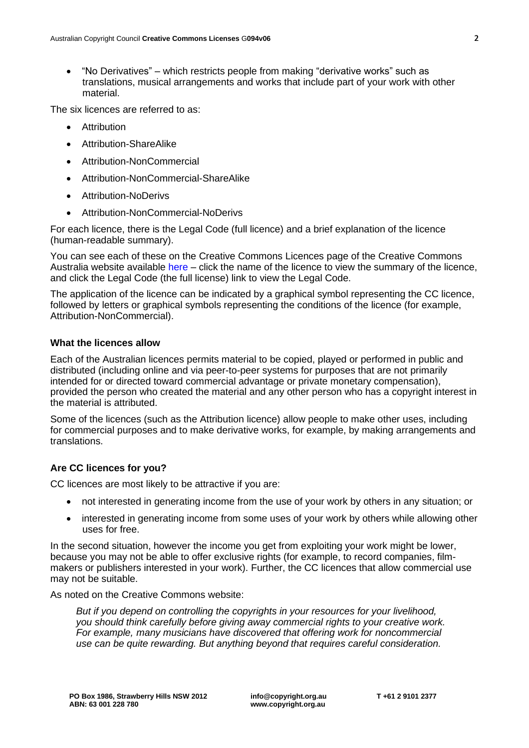- "No Derivatives" – which restricts people from making "derivative works" such as translations, musical arrangements and works that include part of your work with other material.

The six licences are referred to as:

- Attribution
- Attribution-ShareAlike
- Attribution-NonCommercial
- Attribution-NonCommercial-ShareAlike
- Attribution-NoDerivs
- Attribution-NonCommercial-NoDerivs

For each licence, there is the Legal Code (full licence) and a brief explanation of the licence (human-readable summary).

You can see each of these on the Creative Commons Licences page of the Creative Commons Australia website available here – click the name of the licence to view the summary of the licence, and click the Legal Code (the full license) link to view the Legal Code.

The application of the licence can be indicated by a graphical symbol representing the CC licence, followed by letters or graphical symbols representing the conditions of the licence (for example, Attribution-NonCommercial).

**What the licences allow**

Each of the Australian licences permits material to be copied, played or performed in public and distributed (including online and via peer-to-peer systems for purposes that are not primarily intended for or directed toward commercial advantage or private monetary compensation), provided the person who created the material and any other person who has a copyright interest in the material is attributed.

Some of the licences (such as the Attribution licence) allow people to make other uses, including for commercial purposes and to make derivative works, for example, by making arrangements and translations.

**Are CC licences for you?**

CC licences are most likely to be attractive if you are:

- not interested in generating income from the use of your work by others in any situation; or
- interested in generating income from some uses of your work by others while allowing other uses for free.

In the second situation, however the income you get from exploiting your work might be lower, because you may not be able to offer exclusive rights (for example, to record companies, film-makers or publishers interested in your work). Further, the CC licences that allow commercial use may not be suitable.

As noted on the Creative Commons website:

> *But if you depend on controlling the copyrights in your resources for your livelihood, you should think carefully before giving away commercial rights to your creative work. For example, many musicians have discovered that offering work for noncommercial use can be quite rewarding. But anything beyond that requires careful consideration.*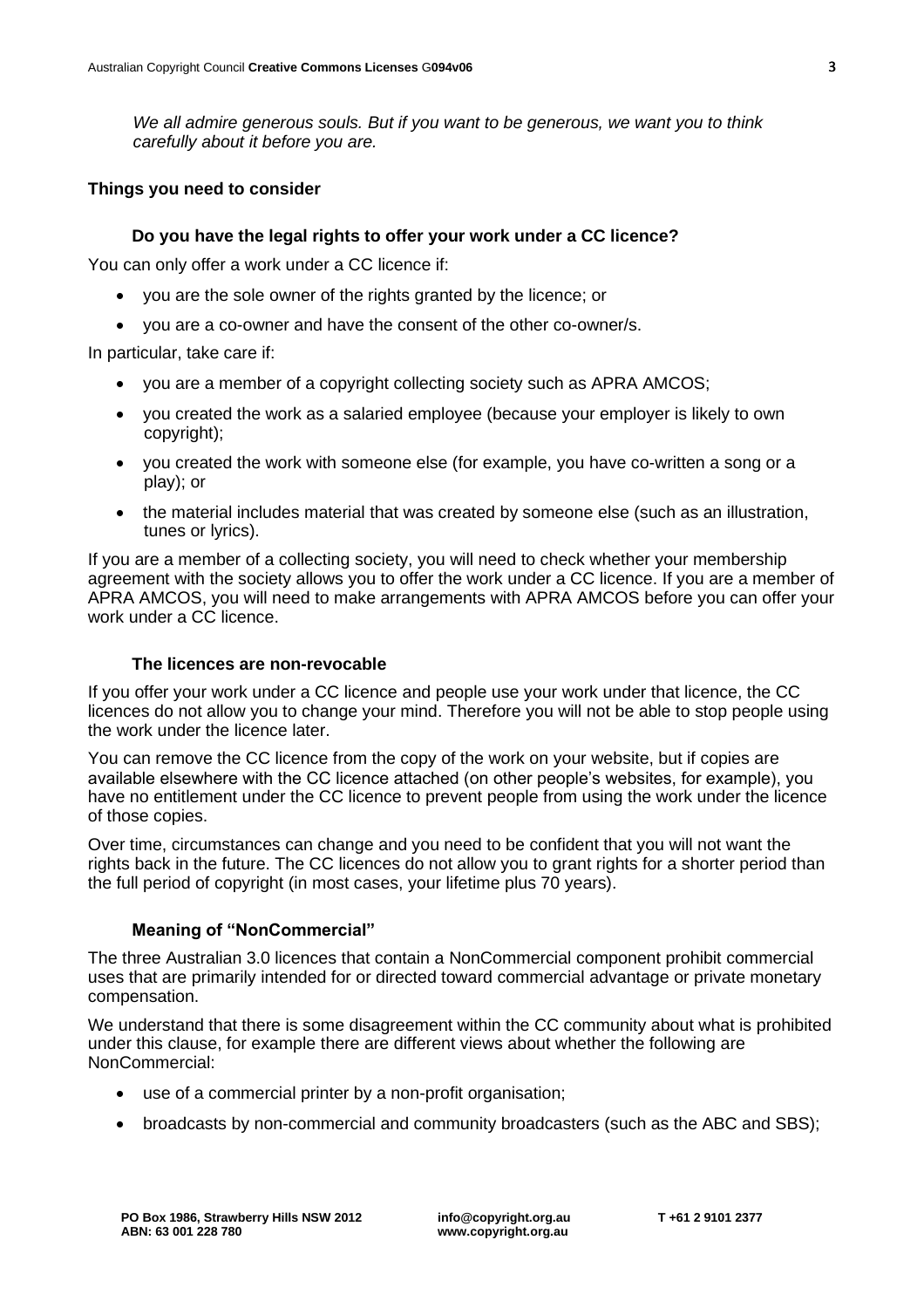*We all admire generous souls. But if you want to be generous, we want you to think carefully about it before you are.*

## Things you need to consider

### Do you have the legal rights to offer your work under a CC licence?

You can only offer a work under a CC licence if:

- you are the sole owner of the rights granted by the licence; or
- you are a co-owner and have the consent of the other co-owner/s.

In particular, take care if:

- you are a member of a copyright collecting society such as APRA AMCOS;
- you created the work as a salaried employee (because your employer is likely to own copyright);
- you created the work with someone else (for example, you have co-written a song or a play); or
- the material includes material that was created by someone else (such as an illustration, tunes or lyrics).

If you are a member of a collecting society, you will need to check whether your membership agreement with the society allows you to offer the work under a CC licence. If you are a member of APRA AMCOS, you will need to make arrangements with APRA AMCOS before you can offer your work under a CC licence.

### The licences are non-revocable

If you offer your work under a CC licence and people use your work under that licence, the CC licences do not allow you to change your mind. Therefore you will not be able to stop people using the work under the licence later.

You can remove the CC licence from the copy of the work on your website, but if copies are available elsewhere with the CC licence attached (on other people's websites, for example), you have no entitlement under the CC licence to prevent people from using the work under the licence of those copies.

Over time, circumstances can change and you need to be confident that you will not want the rights back in the future. The CC licences do not allow you to grant rights for a shorter period than the full period of copyright (in most cases, your lifetime plus 70 years).

### Meaning of "NonCommercial"

The three Australian 3.0 licences that contain a NonCommercial component prohibit commercial uses that are primarily intended for or directed toward commercial advantage or private monetary compensation.

We understand that there is some disagreement within the CC community about what is prohibited under this clause, for example there are different views about whether the following are NonCommercial:

- use of a commercial printer by a non-profit organisation;
- broadcasts by non-commercial and community broadcasters (such as the ABC and SBS);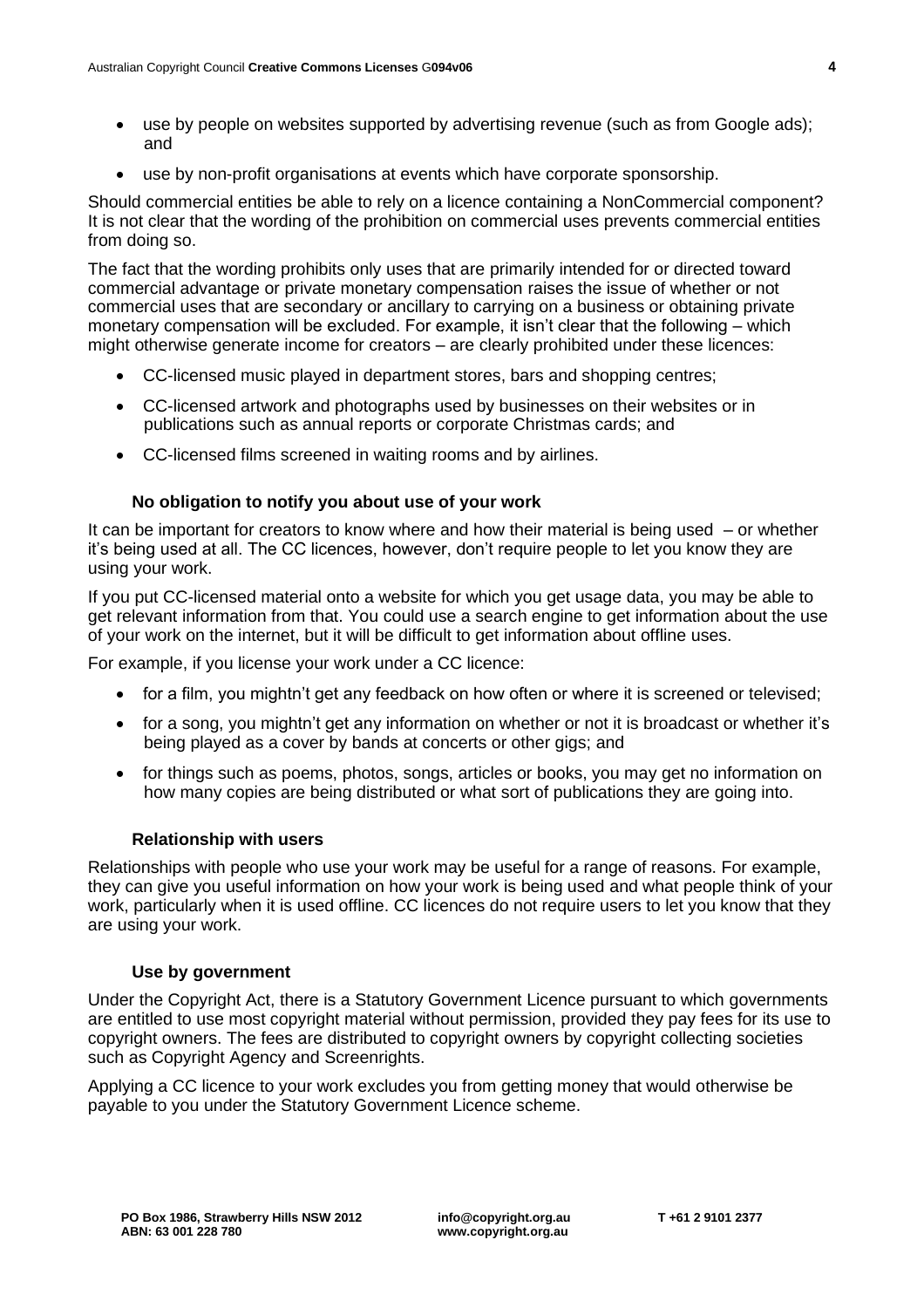- use by people on websites supported by advertising revenue (such as from Google ads); and
- use by non-profit organisations at events which have corporate sponsorship.

Should commercial entities be able to rely on a licence containing a NonCommercial component? It is not clear that the wording of the prohibition on commercial uses prevents commercial entities from doing so.

The fact that the wording prohibits only uses that are primarily intended for or directed toward commercial advantage or private monetary compensation raises the issue of whether or not commercial uses that are secondary or ancillary to carrying on a business or obtaining private monetary compensation will be excluded. For example, it isn't clear that the following – which might otherwise generate income for creators – are clearly prohibited under these licences:

- CC-licensed music played in department stores, bars and shopping centres;
- CC-licensed artwork and photographs used by businesses on their websites or in publications such as annual reports or corporate Christmas cards; and
- CC-licensed films screened in waiting rooms and by airlines.

#### No obligation to notify you about use of your work

It can be important for creators to know where and how their material is being used – or whether it's being used at all. The CC licences, however, don't require people to let you know they are using your work.

If you put CC-licensed material onto a website for which you get usage data, you may be able to get relevant information from that. You could use a search engine to get information about the use of your work on the internet, but it will be difficult to get information about offline uses.

For example, if you license your work under a CC licence:

- for a film, you mightn't get any feedback on how often or where it is screened or televised;
- for a song, you mightn't get any information on whether or not it is broadcast or whether it's being played as a cover by bands at concerts or other gigs; and
- for things such as poems, photos, songs, articles or books, you may get no information on how many copies are being distributed or what sort of publications they are going into.

#### Relationship with users

Relationships with people who use your work may be useful for a range of reasons. For example, they can give you useful information on how your work is being used and what people think of your work, particularly when it is used offline. CC licences do not require users to let you know that they are using your work.

#### Use by government

Under the Copyright Act, there is a Statutory Government Licence pursuant to which governments are entitled to use most copyright material without permission, provided they pay fees for its use to copyright owners. The fees are distributed to copyright owners by copyright collecting societies such as Copyright Agency and Screenrights.

Applying a CC licence to your work excludes you from getting money that would otherwise be payable to you under the Statutory Government Licence scheme.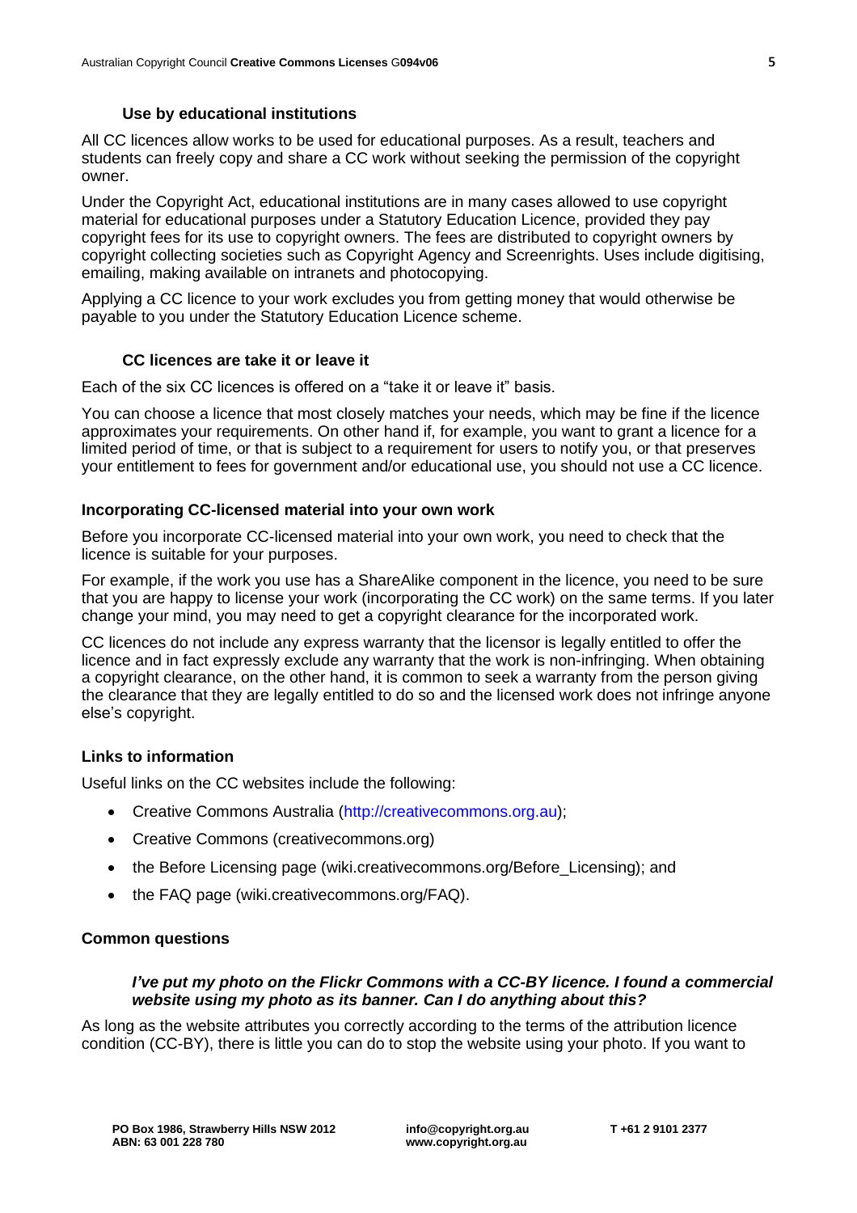### Use by educational institutions

All CC licences allow works to be used for educational purposes. As a result, teachers and students can freely copy and share a CC work without seeking the permission of the copyright owner.

Under the Copyright Act, educational institutions are in many cases allowed to use copyright material for educational purposes under a Statutory Education Licence, provided they pay copyright fees for its use to copyright owners. The fees are distributed to copyright owners by copyright collecting societies such as Copyright Agency and Screenrights. Uses include digitising, emailing, making available on intranets and photocopying.

Applying a CC licence to your work excludes you from getting money that would otherwise be payable to you under the Statutory Education Licence scheme.

### CC licences are take it or leave it

Each of the six CC licences is offered on a "take it or leave it" basis.

You can choose a licence that most closely matches your needs, which may be fine if the licence approximates your requirements. On other hand if, for example, you want to grant a licence for a limited period of time, or that is subject to a requirement for users to notify you, or that preserves your entitlement to fees for government and/or educational use, you should not use a CC licence.

## Incorporating CC-licensed material into your own work

Before you incorporate CC-licensed material into your own work, you need to check that the licence is suitable for your purposes.

For example, if the work you use has a ShareAlike component in the licence, you need to be sure that you are happy to license your work (incorporating the CC work) on the same terms. If you later change your mind, you may need to get a copyright clearance for the incorporated work.

CC licences do not include any express warranty that the licensor is legally entitled to offer the licence and in fact expressly exclude any warranty that the work is non-infringing. When obtaining a copyright clearance, on the other hand, it is common to seek a warranty from the person giving the clearance that they are legally entitled to do so and the licensed work does not infringe anyone else's copyright.

## Links to information

Useful links on the CC websites include the following:

- Creative Commons Australia (http://creativecommons.org.au);
- Creative Commons (creativecommons.org)
- the Before Licensing page (wiki.creativecommons.org/Before_Licensing); and
- the FAQ page (wiki.creativecommons.org/FAQ).

## Common questions

### *I've put my photo on the Flickr Commons with a CC-BY licence. I found a commercial website using my photo as its banner. Can I do anything about this?*

As long as the website attributes you correctly according to the terms of the attribution licence condition (CC-BY), there is little you can do to stop the website using your photo. If you want to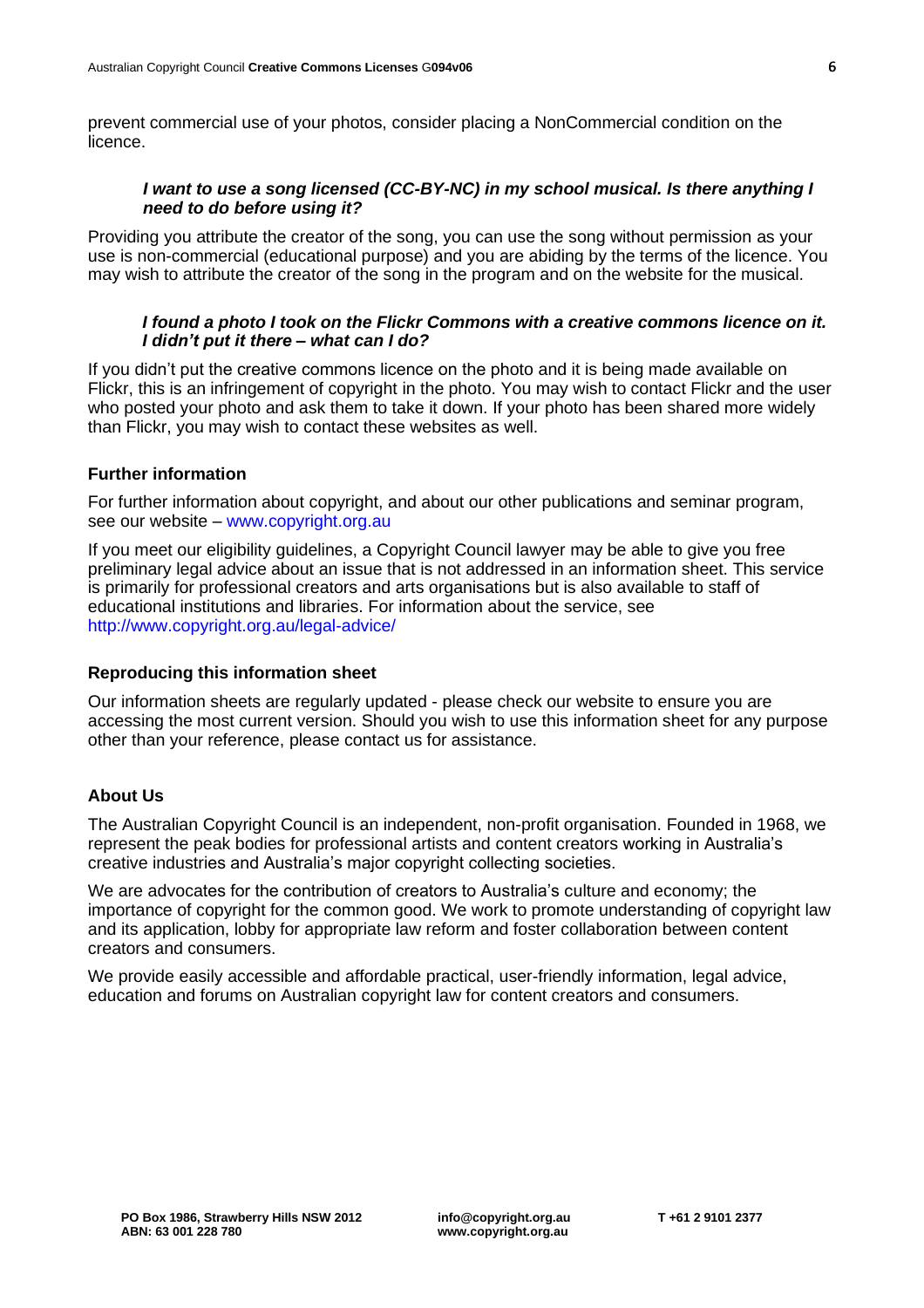prevent commercial use of your photos, consider placing a NonCommercial condition on the licence.

***I want to use a song licensed (CC-BY-NC) in my school musical. Is there anything I need to do before using it?***

Providing you attribute the creator of the song, you can use the song without permission as your use is non-commercial (educational purpose) and you are abiding by the terms of the licence. You may wish to attribute the creator of the song in the program and on the website for the musical.

***I found a photo I took on the Flickr Commons with a creative commons licence on it. I didn't put it there – what can I do?***

If you didn't put the creative commons licence on the photo and it is being made available on Flickr, this is an infringement of copyright in the photo. You may wish to contact Flickr and the user who posted your photo and ask them to take it down. If your photo has been shared more widely than Flickr, you may wish to contact these websites as well.

## Further information

For further information about copyright, and about our other publications and seminar program, see our website – www.copyright.org.au

If you meet our eligibility guidelines, a Copyright Council lawyer may be able to give you free preliminary legal advice about an issue that is not addressed in an information sheet. This service is primarily for professional creators and arts organisations but is also available to staff of educational institutions and libraries. For information about the service, see http://www.copyright.org.au/legal-advice/

## Reproducing this information sheet

Our information sheets are regularly updated - please check our website to ensure you are accessing the most current version. Should you wish to use this information sheet for any purpose other than your reference, please contact us for assistance.

## About Us

The Australian Copyright Council is an independent, non-profit organisation. Founded in 1968, we represent the peak bodies for professional artists and content creators working in Australia's creative industries and Australia's major copyright collecting societies.

We are advocates for the contribution of creators to Australia's culture and economy; the importance of copyright for the common good. We work to promote understanding of copyright law and its application, lobby for appropriate law reform and foster collaboration between content creators and consumers.

We provide easily accessible and affordable practical, user-friendly information, legal advice, education and forums on Australian copyright law for content creators and consumers.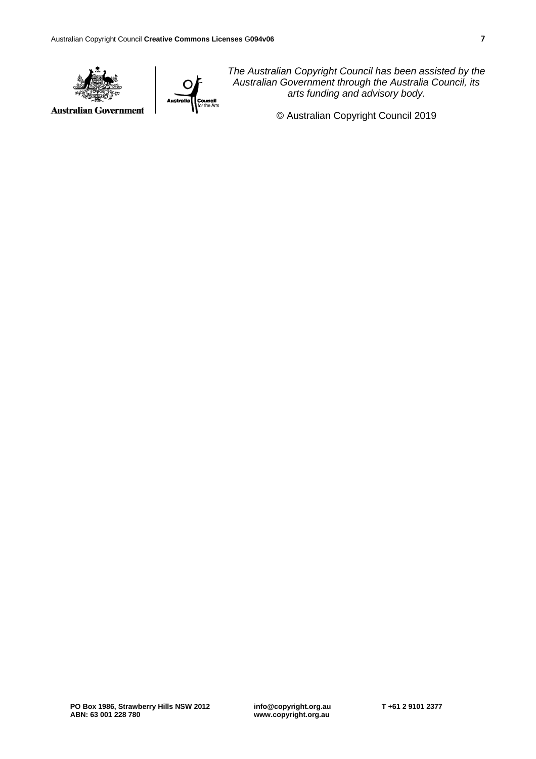Australian Government

Australia Council for the Arts

*The Australian Copyright Council has been assisted by the Australian Government through the Australia Council, its arts funding and advisory body.*

© Australian Copyright Council 2019

**PO Box 1986, Strawberry Hills NSW 2012**
**ABN: 63 001 228 780**

**info@copyright.org.au**
**www.copyright.org.au**

**T +61 2 9101 2377**